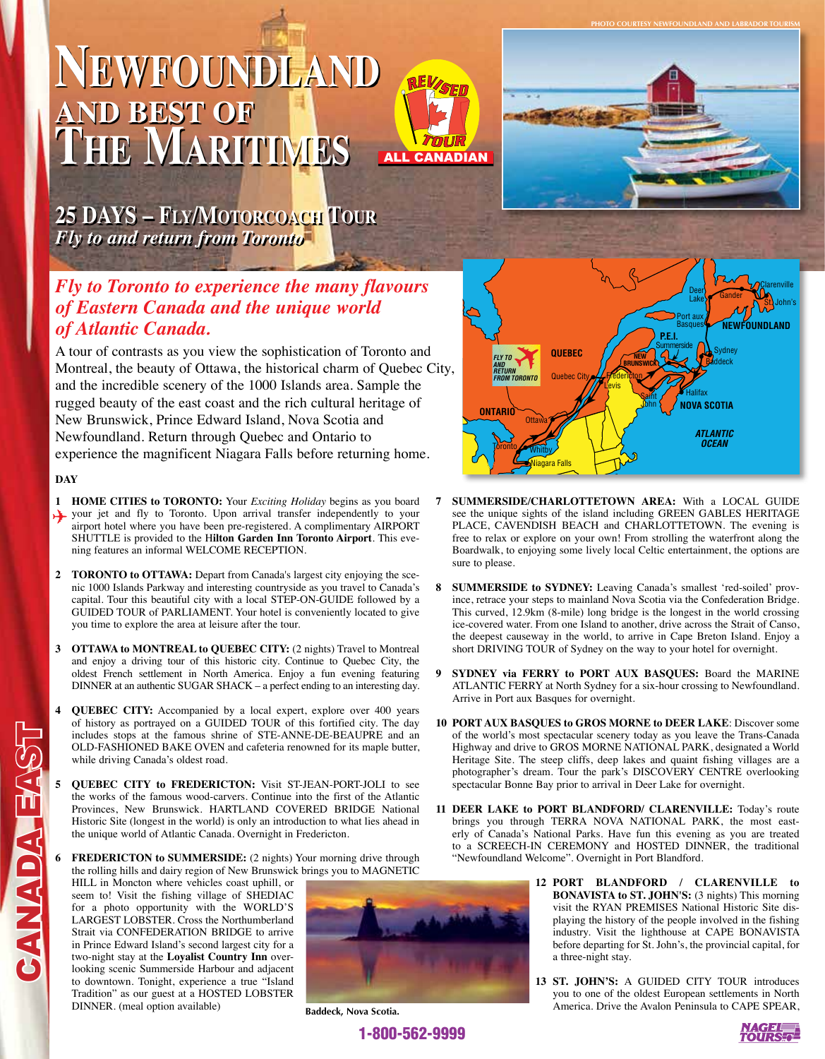PHOTO COURTESY NEWFOUNDLAND AND LABRADOR TOURISM

# NEWFOUNDLAND AND BEST OF THE MARITIMES

REVISED TOUR — ALL CANADIAN

## 25 DAYS – FLY/MOTORCOACH TOUR
*Fly to and return from Toronto*

### *Fly to Toronto to experience the many flavours of Eastern Canada and the unique world of Atlantic Canada.*

A tour of contrasts as you view the sophistication of Toronto and Montreal, the beauty of Ottawa, the historical charm of Quebec City, and the incredible scenery of the 1000 Islands area. Sample the rugged beauty of the east coast and the rich cultural heritage of New Brunswick, Prince Edward Island, Nova Scotia and Newfoundland. Return through Quebec and Ontario to experience the magnificent Niagara Falls before returning home.

**DAY**

**1 HOME CITIES to TORONTO:** Your *Exciting Holiday* begins as you board your jet and fly to Toronto. Upon arrival transfer independently to your airport hotel where you have been pre-registered. A complimentary AIRPORT SHUTTLE is provided to the **Hilton Garden Inn Toronto Airport**. This evening features an informal WELCOME RECEPTION.

**2 TORONTO to OTTAWA:** Depart from Canada's largest city enjoying the scenic 1000 Islands Parkway and interesting countryside as you travel to Canada's capital. Tour this beautiful city with a local STEP-ON-GUIDE followed by a GUIDED TOUR of PARLIAMENT. Your hotel is conveniently located to give you time to explore the area at leisure after the tour.

**3 OTTAWA to MONTREAL to QUEBEC CITY:** (2 nights) Travel to Montreal and enjoy a driving tour of this historic city. Continue to Quebec City, the oldest French settlement in North America. Enjoy a fun evening featuring DINNER at an authentic SUGAR SHACK – a perfect ending to an interesting day.

**4 QUEBEC CITY:** Accompanied by a local expert, explore over 400 years of history as portrayed on a GUIDED TOUR of this fortified city. The day includes stops at the famous shrine of STE-ANNE-DE-BEAUPRE and an OLD-FASHIONED BAKE OVEN and cafeteria renowned for its maple butter, while driving Canada's oldest road.

**5 QUEBEC CITY to FREDERICTON:** Visit ST-JEAN-PORT-JOLI to see the works of the famous wood-carvers. Continue into the first of the Atlantic Provinces, New Brunswick. HARTLAND COVERED BRIDGE National Historic Site (longest in the world) is only an introduction to what lies ahead in the unique world of Atlantic Canada. Overnight in Fredericton.

**6 FREDERICTON to SUMMERSIDE:** (2 nights) Your morning drive through the rolling hills and dairy region of New Brunswick brings you to MAGNETIC HILL in Moncton where vehicles coast uphill, or seem to! Visit the fishing village of SHEDIAC for a photo opportunity with the WORLD'S LARGEST LOBSTER. Cross the Northumberland Strait via CONFEDERATION BRIDGE to arrive in Prince Edward Island's second largest city for a two-night stay at the **Loyalist Country Inn** overlooking scenic Summerside Harbour and adjacent to downtown. Tonight, experience a true "Island Tradition" as our guest at a HOSTED LOBSTER DINNER. (meal option available)

Baddeck, Nova Scotia.

**7 SUMMERSIDE/CHARLOTTETOWN AREA:** With a LOCAL GUIDE see the unique sights of the island including GREEN GABLES HERITAGE PLACE, CAVENDISH BEACH and CHARLOTTETOWN. The evening is free to relax or explore on your own! From strolling the waterfront along the Boardwalk, to enjoying some lively local Celtic entertainment, the options are sure to please.

**8 SUMMERSIDE to SYDNEY:** Leaving Canada's smallest 'red-soiled' province, retrace your steps to mainland Nova Scotia via the Confederation Bridge. This curved, 12.9km (8-mile) long bridge is the longest in the world crossing ice-covered water. From one Island to another, drive across the Strait of Canso, the deepest causeway in the world, to arrive in Cape Breton Island. Enjoy a short DRIVING TOUR of Sydney on the way to your hotel for overnight.

**9 SYDNEY via FERRY to PORT AUX BASQUES:** Board the MARINE ATLANTIC FERRY at North Sydney for a six-hour crossing to Newfoundland. Arrive in Port aux Basques for overnight.

**10 PORT AUX BASQUES to GROS MORNE to DEER LAKE**: Discover some of the world's most spectacular scenery today as you leave the Trans-Canada Highway and drive to GROS MORNE NATIONAL PARK, designated a World Heritage Site. The steep cliffs, deep lakes and quaint fishing villages are a photographer's dream. Tour the park's DISCOVERY CENTRE overlooking spectacular Bonne Bay prior to arrival in Deer Lake for overnight.

**11 DEER LAKE to PORT BLANDFORD/ CLARENVILLE:** Today's route brings you through TERRA NOVA NATIONAL PARK, the most easterly of Canada's National Parks. Have fun this evening as you are treated to a SCREECH-IN CEREMONY and HOSTED DINNER, the traditional "Newfoundland Welcome". Overnight in Port Blandford.

**12 PORT BLANDFORD / CLARENVILLE to BONAVISTA to ST. JOHN'S:** (3 nights) This morning visit the RYAN PREMISES National Historic Site displaying the history of the people involved in the fishing industry. Visit the lighthouse at CAPE BONAVISTA before departing for St. John's, the provincial capital, for a three-night stay.

**13 ST. JOHN'S:** A GUIDED CITY TOUR introduces you to one of the oldest European settlements in North America. Drive the Avalon Peninsula to CAPE SPEAR,

1-800-562-9999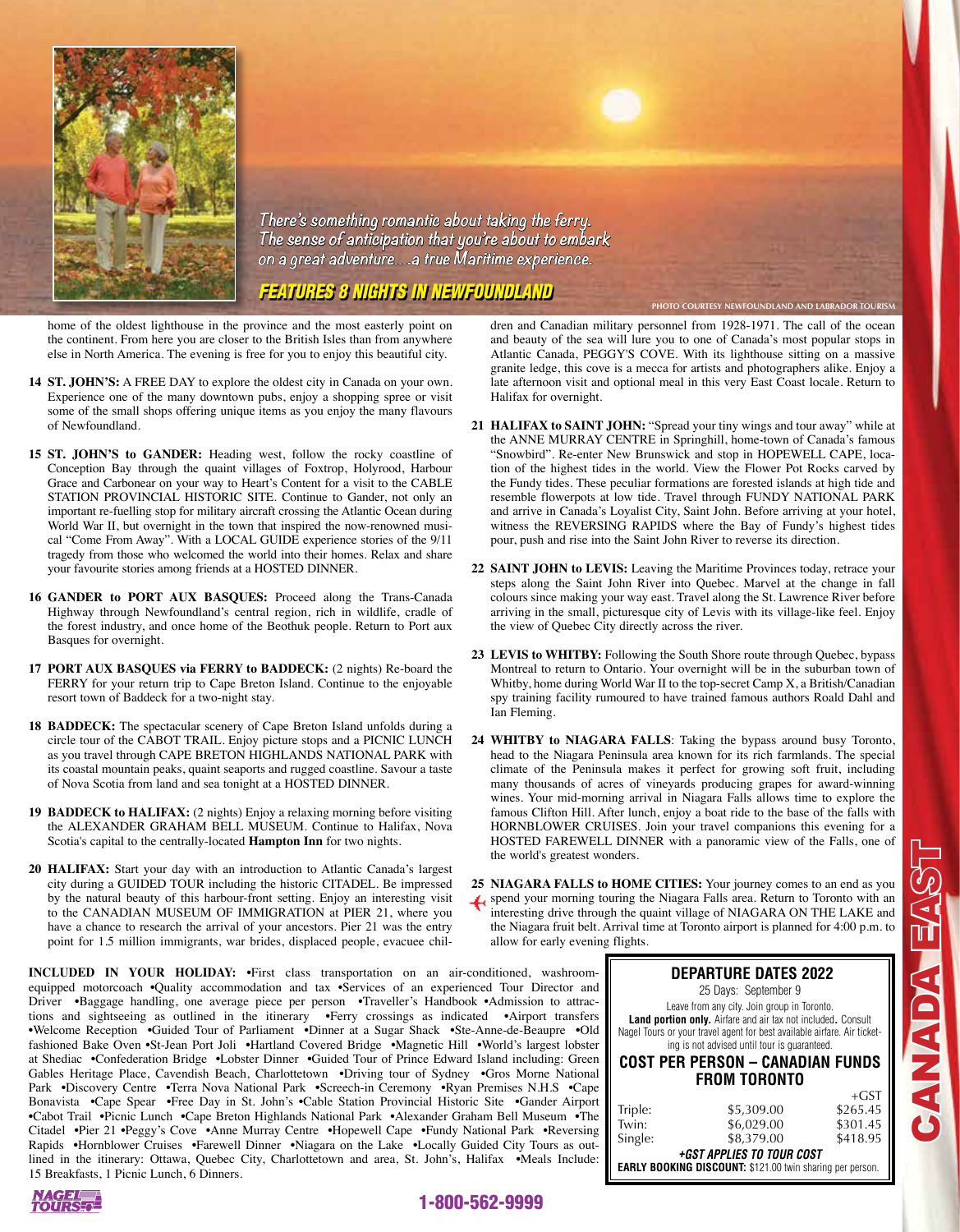*There's something romantic about taking the ferry. The sense of anticipation that you're about to embark on a great adventure....a true Maritime experience.*

**FEATURES 8 NIGHTS IN NEWFOUNDLAND**

PHOTO COURTESY NEWFOUNDLAND AND LABRADOR TOURISM

home of the oldest lighthouse in the province and the most easterly point on the continent. From here you are closer to the British Isles than from anywhere else in North America. The evening is free for you to enjoy this beautiful city.

**14 ST. JOHN'S:** A FREE DAY to explore the oldest city in Canada on your own. Experience one of the many downtown pubs, enjoy a shopping spree or visit some of the small shops offering unique items as you enjoy the many flavours of Newfoundland.

**15 ST. JOHN'S to GANDER:** Heading west, follow the rocky coastline of Conception Bay through the quaint villages of Foxtrop, Holyrood, Harbour Grace and Carbonear on your way to Heart's Content for a visit to the CABLE STATION PROVINCIAL HISTORIC SITE. Continue to Gander, not only an important re-fuelling stop for military aircraft crossing the Atlantic Ocean during World War II, but overnight in the town that inspired the now-renowned musical "Come From Away". With a LOCAL GUIDE experience stories of the 9/11 tragedy from those who welcomed the world into their homes. Relax and share your favourite stories among friends at a HOSTED DINNER.

**16 GANDER to PORT AUX BASQUES:** Proceed along the Trans-Canada Highway through Newfoundland's central region, rich in wildlife, cradle of the forest industry, and once home of the Beothuk people. Return to Port aux Basques for overnight.

**17 PORT AUX BASQUES via FERRY to BADDECK:** (2 nights) Re-board the FERRY for your return trip to Cape Breton Island. Continue to the enjoyable resort town of Baddeck for a two-night stay.

**18 BADDECK:** The spectacular scenery of Cape Breton Island unfolds during a circle tour of the CABOT TRAIL. Enjoy picture stops and a PICNIC LUNCH as you travel through CAPE BRETON HIGHLANDS NATIONAL PARK with its coastal mountain peaks, quaint seaports and rugged coastline. Savour a taste of Nova Scotia from land and sea tonight at a HOSTED DINNER.

**19 BADDECK to HALIFAX:** (2 nights) Enjoy a relaxing morning before visiting the ALEXANDER GRAHAM BELL MUSEUM. Continue to Halifax, Nova Scotia's capital to the centrally-located **Hampton Inn** for two nights.

**20 HALIFAX:** Start your day with an introduction to Atlantic Canada's largest city during a GUIDED TOUR including the historic CITADEL. Be impressed by the natural beauty of this harbour-front setting. Enjoy an interesting visit to the CANADIAN MUSEUM OF IMMIGRATION at PIER 21, where you have a chance to research the arrival of your ancestors. Pier 21 was the entry point for 1.5 million immigrants, war brides, displaced people, evacuee children and Canadian military personnel from 1928-1971. The call of the ocean and beauty of the sea will lure you to one of Canada's most popular stops in Atlantic Canada, PEGGY'S COVE. With its lighthouse sitting on a massive granite ledge, this cove is a mecca for artists and photographers alike. Enjoy a late afternoon visit and optional meal in this very East Coast locale. Return to Halifax for overnight.

**21 HALIFAX to SAINT JOHN:** "Spread your tiny wings and tour away" while at the ANNE MURRAY CENTRE in Springhill, home-town of Canada's famous "Snowbird". Re-enter New Brunswick and stop in HOPEWELL CAPE, location of the highest tides in the world. View the Flower Pot Rocks carved by the Fundy tides. These peculiar formations are forested islands at high tide and resemble flowerpots at low tide. Travel through FUNDY NATIONAL PARK and arrive in Canada's Loyalist City, Saint John. Before arriving at your hotel, witness the REVERSING RAPIDS where the Bay of Fundy's highest tides pour, push and rise into the Saint John River to reverse its direction.

**22 SAINT JOHN to LEVIS:** Leaving the Maritime Provinces today, retrace your steps along the Saint John River into Quebec. Marvel at the change in fall colours since making your way east. Travel along the St. Lawrence River before arriving in the small, picturesque city of Levis with its village-like feel. Enjoy the view of Quebec City directly across the river.

**23 LEVIS to WHITBY:** Following the South Shore route through Quebec, bypass Montreal to return to Ontario. Your overnight will be in the suburban town of Whitby, home during World War II to the top-secret Camp X, a British/Canadian spy training facility rumoured to have trained famous authors Roald Dahl and Ian Fleming.

**24 WHITBY to NIAGARA FALLS**: Taking the bypass around busy Toronto, head to the Niagara Peninsula area known for its rich farmlands. The special climate of the Peninsula makes it perfect for growing soft fruit, including many thousands of acres of vineyards producing grapes for award-winning wines. Your mid-morning arrival in Niagara Falls allows time to explore the famous Clifton Hill. After lunch, enjoy a boat ride to the base of the falls with HORNBLOWER CRUISES. Join your travel companions this evening for a HOSTED FAREWELL DINNER with a panoramic view of the Falls, one of the world's greatest wonders.

**25 NIAGARA FALLS to HOME CITIES:** Your journey comes to an end as you spend your morning touring the Niagara Falls area. Return to Toronto with an interesting drive through the quaint village of NIAGARA ON THE LAKE and the Niagara fruit belt. Arrival time at Toronto airport is planned for 4:00 p.m. to allow for early evening flights.

**INCLUDED IN YOUR HOLIDAY:** •First class transportation on an air-conditioned, washroom-equipped motorcoach •Quality accommodation and tax •Services of an experienced Tour Director and Driver •Baggage handling, one average piece per person •Traveller's Handbook •Admission to attractions and sightseeing as outlined in the itinerary •Ferry crossings as indicated •Airport transfers •Welcome Reception •Guided Tour of Parliament •Dinner at a Sugar Shack •Ste-Anne-de-Beaupre •Old fashioned Bake Oven •St-Jean Port Joli •Hartland Covered Bridge •Magnetic Hill •World's largest lobster at Shediac •Confederation Bridge •Lobster Dinner •Guided Tour of Prince Edward Island including: Green Gables Heritage Place, Cavendish Beach, Charlottetown •Driving tour of Sydney •Gros Morne National Park •Discovery Centre •Terra Nova National Park •Screech-in Ceremony •Ryan Premises N.H.S •Cape Bonavista •Cape Spear •Free Day in St. John's •Cable Station Provincial Historic Site •Gander Airport •Cabot Trail •Picnic Lunch •Cape Breton Highlands National Park •Alexander Graham Bell Museum •The Citadel •Pier 21 •Peggy's Cove •Anne Murray Centre •Hopewell Cape •Fundy National Park •Reversing Rapids •Hornblower Cruises •Farewell Dinner •Niagara on the Lake •Locally Guided City Tours as outlined in the itinerary: Ottawa, Quebec City, Charlottetown and area, St. John's, Halifax •Meals Include: 15 Breakfasts, 1 Picnic Lunch, 6 Dinners.

## DEPARTURE DATES 2022

25 Days: September 9

Leave from any city. Join group in Toronto.

**Land portion only.** Airfare and air tax not included**.** Consult Nagel Tours or your travel agent for best available airfare. Air ticketing is not advised until tour is guaranteed.

## COST PER PERSON – CANADIAN FUNDS FROM TORONTO

| | | +GST |
|---|---|---|
| Triple: | $5,309.00 | $265.45 |
| Twin: | $6,029.00 | $301.45 |
| Single: | $8,379.00 | $418.95 |

***+GST APPLIES TO TOUR COST***

**EARLY BOOKING DISCOUNT:** $121.00 twin sharing per person.

CANADA EAST

NAGEL TOURS

1-800-562-9999